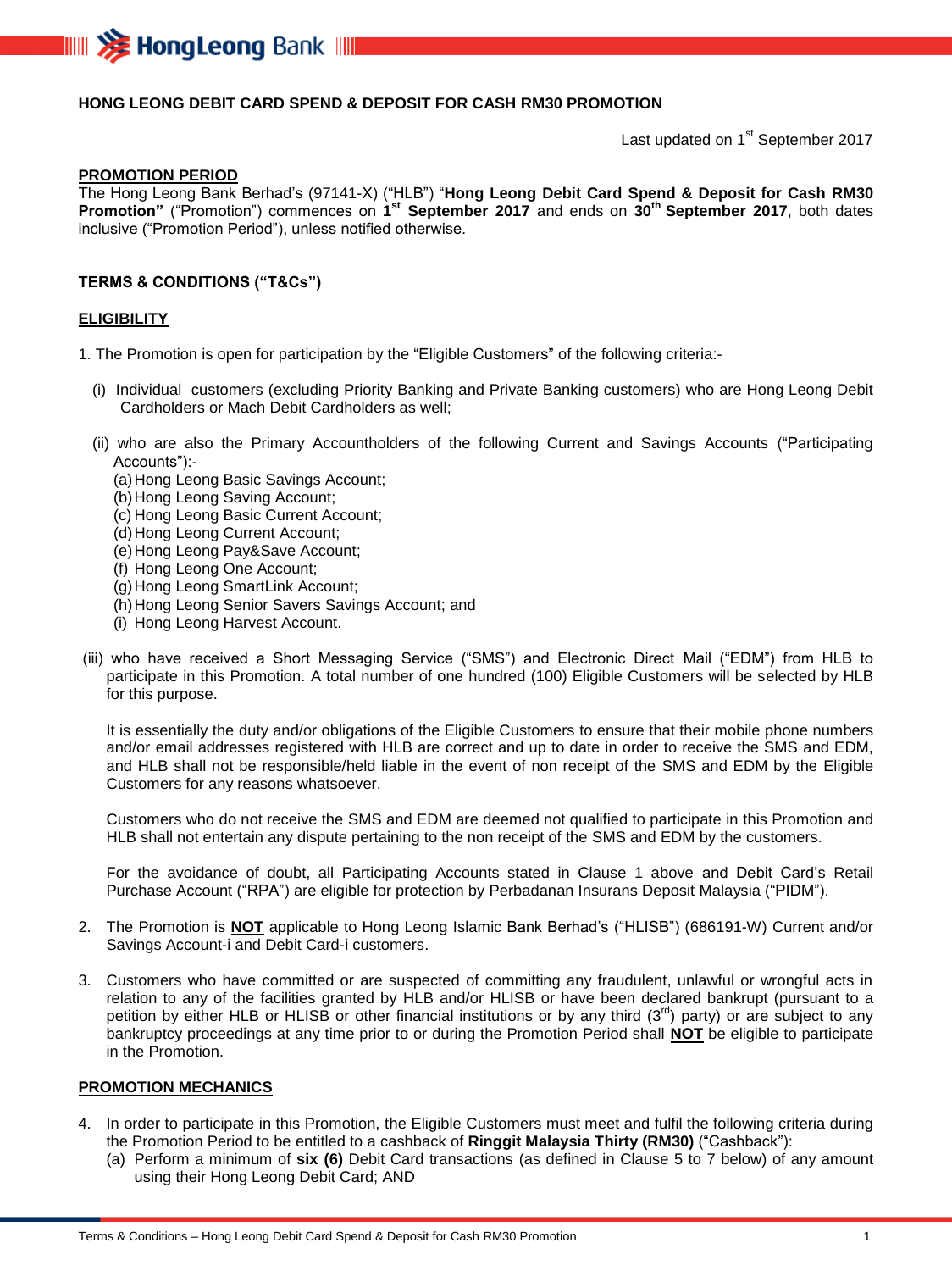# HONG LEONG DEBIT CARD SPEND & DEPOSIT FOR CASH RM30 PROMOTION

Last updated on 1st September 2017

## PROMOTION PERIOD

The Hong Leong Bank Berhad's (97141-X) ("HLB") "**Hong Leong Debit Card Spend & Deposit for Cash RM30 Promotion"** ("Promotion") commences on **1st September 2017** and ends on **30th September 2017**, both dates inclusive ("Promotion Period"), unless notified otherwise.

## TERMS & CONDITIONS ("T&Cs")

## ELIGIBILITY

1. The Promotion is open for participation by the "Eligible Customers" of the following criteria:-

   (i) Individual customers (excluding Priority Banking and Private Banking customers) who are Hong Leong Debit Cardholders or Mach Debit Cardholders as well;

   (ii) who are also the Primary Accountholders of the following Current and Savings Accounts ("Participating Accounts"):-
   (a) Hong Leong Basic Savings Account;
   (b) Hong Leong Saving Account;
   (c) Hong Leong Basic Current Account;
   (d) Hong Leong Current Account;
   (e) Hong Leong Pay&Save Account;
   (f) Hong Leong One Account;
   (g) Hong Leong SmartLink Account;
   (h) Hong Leong Senior Savers Savings Account; and
   (i) Hong Leong Harvest Account.

   (iii) who have received a Short Messaging Service ("SMS") and Electronic Direct Mail ("EDM") from HLB to participate in this Promotion. A total number of one hundred (100) Eligible Customers will be selected by HLB for this purpose.

   It is essentially the duty and/or obligations of the Eligible Customers to ensure that their mobile phone numbers and/or email addresses registered with HLB are correct and up to date in order to receive the SMS and EDM, and HLB shall not be responsible/held liable in the event of non receipt of the SMS and EDM by the Eligible Customers for any reasons whatsoever.

   Customers who do not receive the SMS and EDM are deemed not qualified to participate in this Promotion and HLB shall not entertain any dispute pertaining to the non receipt of the SMS and EDM by the customers.

   For the avoidance of doubt, all Participating Accounts stated in Clause 1 above and Debit Card's Retail Purchase Account ("RPA") are eligible for protection by Perbadanan Insurans Deposit Malaysia ("PIDM").

2. The Promotion is **NOT** applicable to Hong Leong Islamic Bank Berhad's ("HLISB") (686191-W) Current and/or Savings Account-i and Debit Card-i customers.

3. Customers who have committed or are suspected of committing any fraudulent, unlawful or wrongful acts in relation to any of the facilities granted by HLB and/or HLISB or have been declared bankrupt (pursuant to a petition by either HLB or HLISB or other financial institutions or by any third (3rd) party) or are subject to any bankruptcy proceedings at any time prior to or during the Promotion Period shall **NOT** be eligible to participate in the Promotion.

## PROMOTION MECHANICS

4. In order to participate in this Promotion, the Eligible Customers must meet and fulfil the following criteria during the Promotion Period to be entitled to a cashback of **Ringgit Malaysia Thirty (RM30)** ("Cashback"):
   (a) Perform a minimum of **six (6)** Debit Card transactions (as defined in Clause 5 to 7 below) of any amount using their Hong Leong Debit Card; AND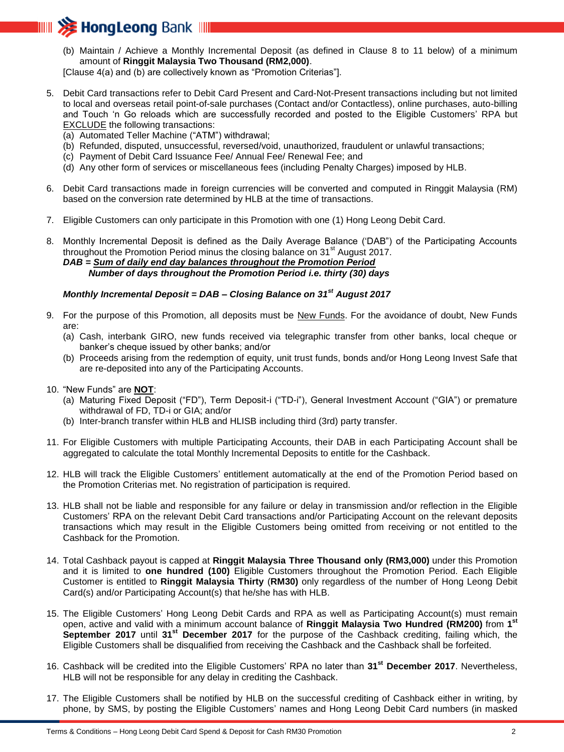(b) Maintain / Achieve a Monthly Incremental Deposit (as defined in Clause 8 to 11 below) of a minimum amount of **Ringgit Malaysia Two Thousand (RM2,000)**.

[Clause 4(a) and (b) are collectively known as "Promotion Criterias"].

5. Debit Card transactions refer to Debit Card Present and Card-Not-Present transactions including but not limited to local and overseas retail point-of-sale purchases (Contact and/or Contactless), online purchases, auto-billing and Touch 'n Go reloads which are successfully recorded and posted to the Eligible Customers' RPA but EXCLUDE the following transactions:
   (a) Automated Teller Machine ("ATM") withdrawal;
   (b) Refunded, disputed, unsuccessful, reversed/void, unauthorized, fraudulent or unlawful transactions;
   (c) Payment of Debit Card Issuance Fee/ Annual Fee/ Renewal Fee; and
   (d) Any other form of services or miscellaneous fees (including Penalty Charges) imposed by HLB.

6. Debit Card transactions made in foreign currencies will be converted and computed in Ringgit Malaysia (RM) based on the conversion rate determined by HLB at the time of transactions.

7. Eligible Customers can only participate in this Promotion with one (1) Hong Leong Debit Card.

8. Monthly Incremental Deposit is defined as the Daily Average Balance ('DAB") of the Participating Accounts throughout the Promotion Period minus the closing balance on 31st August 2017.

   ***DAB = Sum of daily end day balances throughout the Promotion Period***
   ***Number of days throughout the Promotion Period i.e. thirty (30) days***

   ***Monthly Incremental Deposit = DAB – Closing Balance on 31st August 2017***

9. For the purpose of this Promotion, all deposits must be New Funds. For the avoidance of doubt, New Funds are:
   (a) Cash, interbank GIRO, new funds received via telegraphic transfer from other banks, local cheque or banker's cheque issued by other banks; and/or
   (b) Proceeds arising from the redemption of equity, unit trust funds, bonds and/or Hong Leong Invest Safe that are re-deposited into any of the Participating Accounts.

10. "New Funds" are **NOT**:
    (a) Maturing Fixed Deposit ("FD"), Term Deposit-i ("TD-i"), General Investment Account ("GIA") or premature withdrawal of FD, TD-i or GIA; and/or
    (b) Inter-branch transfer within HLB and HLISB including third (3rd) party transfer.

11. For Eligible Customers with multiple Participating Accounts, their DAB in each Participating Account shall be aggregated to calculate the total Monthly Incremental Deposits to entitle for the Cashback.

12. HLB will track the Eligible Customers' entitlement automatically at the end of the Promotion Period based on the Promotion Criterias met. No registration of participation is required.

13. HLB shall not be liable and responsible for any failure or delay in transmission and/or reflection in the Eligible Customers' RPA on the relevant Debit Card transactions and/or Participating Account on the relevant deposits transactions which may result in the Eligible Customers being omitted from receiving or not entitled to the Cashback for the Promotion.

14. Total Cashback payout is capped at **Ringgit Malaysia Three Thousand only (RM3,000)** under this Promotion and it is limited to **one hundred (100)** Eligible Customers throughout the Promotion Period. Each Eligible Customer is entitled to **Ringgit Malaysia Thirty** (**RM30)** only regardless of the number of Hong Leong Debit Card(s) and/or Participating Account(s) that he/she has with HLB.

15. The Eligible Customers' Hong Leong Debit Cards and RPA as well as Participating Account(s) must remain open, active and valid with a minimum account balance of **Ringgit Malaysia Two Hundred (RM200)** from **1st September 2017** until **31st December 2017** for the purpose of the Cashback crediting, failing which, the Eligible Customers shall be disqualified from receiving the Cashback and the Cashback shall be forfeited.

16. Cashback will be credited into the Eligible Customers' RPA no later than **31st December 2017**. Nevertheless, HLB will not be responsible for any delay in crediting the Cashback.

17. The Eligible Customers shall be notified by HLB on the successful crediting of Cashback either in writing, by phone, by SMS, by posting the Eligible Customers' names and Hong Leong Debit Card numbers (in masked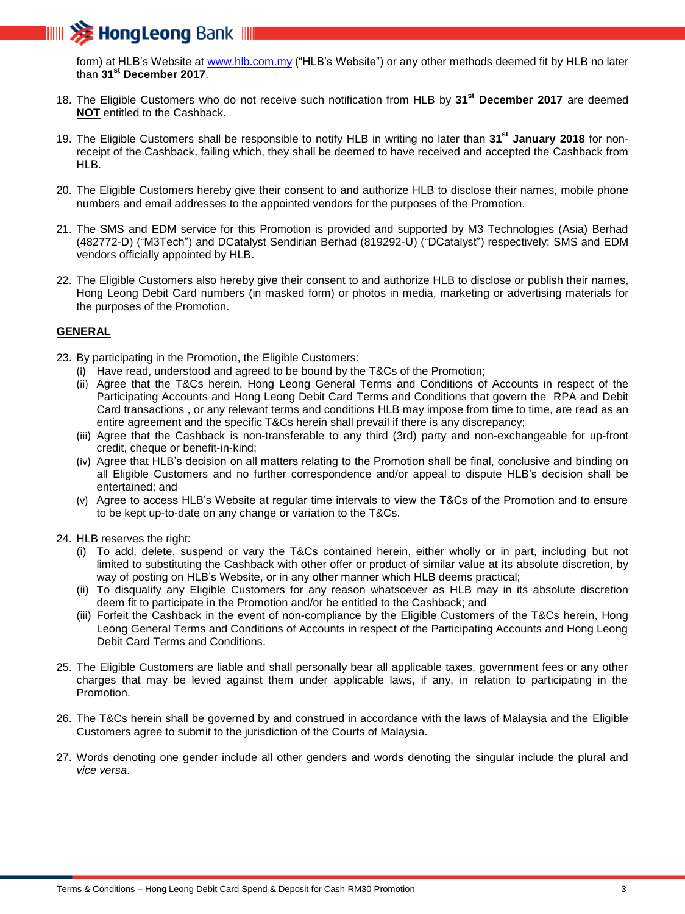form) at HLB's Website at www.hlb.com.my ("HLB's Website") or any other methods deemed fit by HLB no later than **31st December 2017**.

18. The Eligible Customers who do not receive such notification from HLB by **31st December 2017** are deemed **NOT** entitled to the Cashback.

19. The Eligible Customers shall be responsible to notify HLB in writing no later than **31st January 2018** for non-receipt of the Cashback, failing which, they shall be deemed to have received and accepted the Cashback from HLB.

20. The Eligible Customers hereby give their consent to and authorize HLB to disclose their names, mobile phone numbers and email addresses to the appointed vendors for the purposes of the Promotion.

21. The SMS and EDM service for this Promotion is provided and supported by M3 Technologies (Asia) Berhad (482772-D) ("M3Tech") and DCatalyst Sendirian Berhad (819292-U) ("DCatalyst") respectively; SMS and EDM vendors officially appointed by HLB.

22. The Eligible Customers also hereby give their consent to and authorize HLB to disclose or publish their names, Hong Leong Debit Card numbers (in masked form) or photos in media, marketing or advertising materials for the purposes of the Promotion.

## GENERAL

23. By participating in the Promotion, the Eligible Customers:
    (i) Have read, understood and agreed to be bound by the T&Cs of the Promotion;
    (ii) Agree that the T&Cs herein, Hong Leong General Terms and Conditions of Accounts in respect of the Participating Accounts and Hong Leong Debit Card Terms and Conditions that govern the RPA and Debit Card transactions , or any relevant terms and conditions HLB may impose from time to time, are read as an entire agreement and the specific T&Cs herein shall prevail if there is any discrepancy;
    (iii) Agree that the Cashback is non-transferable to any third (3rd) party and non-exchangeable for up-front credit, cheque or benefit-in-kind;
    (iv) Agree that HLB's decision on all matters relating to the Promotion shall be final, conclusive and binding on all Eligible Customers and no further correspondence and/or appeal to dispute HLB's decision shall be entertained; and
    (v) Agree to access HLB's Website at regular time intervals to view the T&Cs of the Promotion and to ensure to be kept up-to-date on any change or variation to the T&Cs.

24. HLB reserves the right:
    (i) To add, delete, suspend or vary the T&Cs contained herein, either wholly or in part, including but not limited to substituting the Cashback with other offer or product of similar value at its absolute discretion, by way of posting on HLB's Website, or in any other manner which HLB deems practical;
    (ii) To disqualify any Eligible Customers for any reason whatsoever as HLB may in its absolute discretion deem fit to participate in the Promotion and/or be entitled to the Cashback; and
    (iii) Forfeit the Cashback in the event of non-compliance by the Eligible Customers of the T&Cs herein, Hong Leong General Terms and Conditions of Accounts in respect of the Participating Accounts and Hong Leong Debit Card Terms and Conditions.

25. The Eligible Customers are liable and shall personally bear all applicable taxes, government fees or any other charges that may be levied against them under applicable laws, if any, in relation to participating in the Promotion.

26. The T&Cs herein shall be governed by and construed in accordance with the laws of Malaysia and the Eligible Customers agree to submit to the jurisdiction of the Courts of Malaysia.

27. Words denoting one gender include all other genders and words denoting the singular include the plural and *vice versa*.